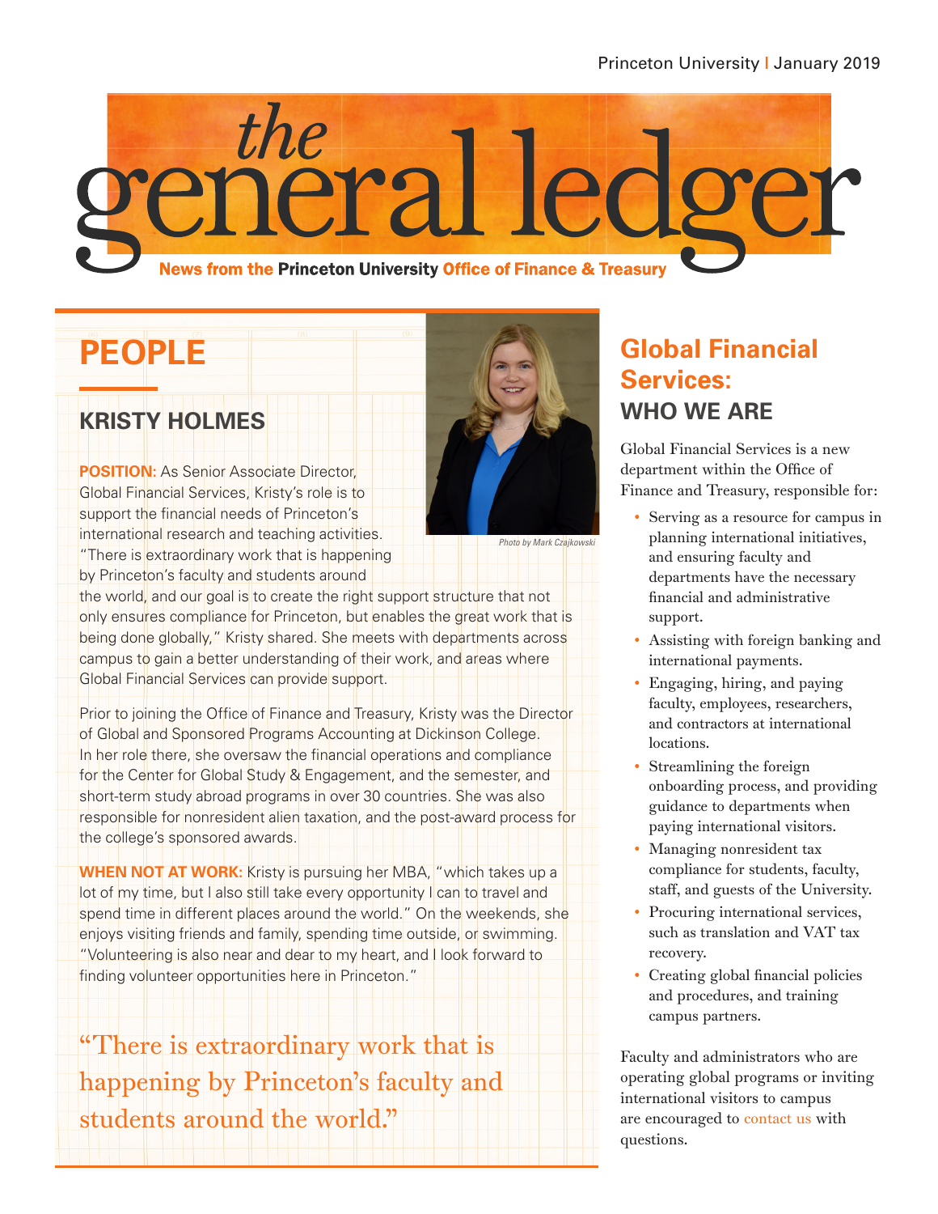# the general ledger

**News from the Princeton University Office of Finance & Treasury**

## PEOPLE

### KRISTY HOLMES

**POSITION:** As Senior Associate Director, Global Financial Services, Kristy's role is to support the financial needs of Princeton's international research and teaching activities. "There is extraordinary work that is happening by Princeton's faculty and students around the world, and our goal is to create the right support structure that not only ensures compliance for Princeton, but enables the great work that is being done globally," Kristy shared. She meets with departments across campus to gain a better understanding of their work, and areas where Global Financial Services can provide support.

*Photo by Mark Czajkowski*

Prior to joining the Office of Finance and Treasury, Kristy was the Director of Global and Sponsored Programs Accounting at Dickinson College. In her role there, she oversaw the financial operations and compliance for the Center for Global Study & Engagement, and the semester, and short-term study abroad programs in over 30 countries. She was also responsible for nonresident alien taxation, and the post-award process for the college's sponsored awards.

**WHEN NOT AT WORK:** Kristy is pursuing her MBA, "which takes up a lot of my time, but I also still take every opportunity I can to travel and spend time in different places around the world." On the weekends, she enjoys visiting friends and family, spending time outside, or swimming. "Volunteering is also near and dear to my heart, and I look forward to finding volunteer opportunities here in Princeton."

> "There is extraordinary work that is happening by Princeton's faculty and students around the world."

## Global Financial Services: WHO WE ARE

Global Financial Services is a new department within the Office of Finance and Treasury, responsible for:

- Serving as a resource for campus in planning international initiatives, and ensuring faculty and departments have the necessary financial and administrative support.
- Assisting with foreign banking and international payments.
- Engaging, hiring, and paying faculty, employees, researchers, and contractors at international locations.
- Streamlining the foreign onboarding process, and providing guidance to departments when paying international visitors.
- Managing nonresident tax compliance for students, faculty, staff, and guests of the University.
- Procuring international services, such as translation and VAT tax recovery.
- Creating global financial policies and procedures, and training campus partners.

Faculty and administrators who are operating global programs or inviting international visitors to campus are encouraged to contact us with questions.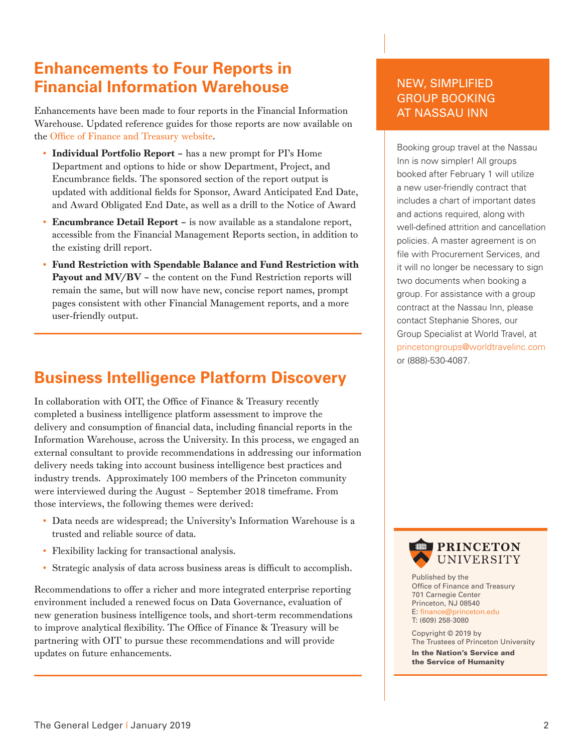## Enhancements to Four Reports in Financial Information Warehouse

Enhancements have been made to four reports in the Financial Information Warehouse. Updated reference guides for those reports are now available on the Office of Finance and Treasury website.

- **Individual Portfolio Report –** has a new prompt for PI's Home Department and options to hide or show Department, Project, and Encumbrance fields. The sponsored section of the report output is updated with additional fields for Sponsor, Award Anticipated End Date, and Award Obligated End Date, as well as a drill to the Notice of Award
- **Encumbrance Detail Report –** is now available as a standalone report, accessible from the Financial Management Reports section, in addition to the existing drill report.
- **Fund Restriction with Spendable Balance and Fund Restriction with Payout and MV/BV –** the content on the Fund Restriction reports will remain the same, but will now have new, concise report names, prompt pages consistent with other Financial Management reports, and a more user-friendly output.

## Business Intelligence Platform Discovery

In collaboration with OIT, the Office of Finance & Treasury recently completed a business intelligence platform assessment to improve the delivery and consumption of financial data, including financial reports in the Information Warehouse, across the University. In this process, we engaged an external consultant to provide recommendations in addressing our information delivery needs taking into account business intelligence best practices and industry trends. Approximately 100 members of the Princeton community were interviewed during the August – September 2018 timeframe. From those interviews, the following themes were derived:

- Data needs are widespread; the University's Information Warehouse is a trusted and reliable source of data.
- Flexibility lacking for transactional analysis.
- Strategic analysis of data across business areas is difficult to accomplish.

Recommendations to offer a richer and more integrated enterprise reporting environment included a renewed focus on Data Governance, evaluation of new generation business intelligence tools, and short-term recommendations to improve analytical flexibility. The Office of Finance & Treasury will be partnering with OIT to pursue these recommendations and will provide updates on future enhancements.

## NEW, SIMPLIFIED GROUP BOOKING AT NASSAU INN

Booking group travel at the Nassau Inn is now simpler! All groups booked after February 1 will utilize a new user-friendly contract that includes a chart of important dates and actions required, along with well-defined attrition and cancellation policies. A master agreement is on file with Procurement Services, and it will no longer be necessary to sign two documents when booking a group. For assistance with a group contract at the Nassau Inn, please contact Stephanie Shores, our Group Specialist at World Travel, at princetongroups@worldtravelinc.com or (888)-530-4087.

**PRINCETON UNIVERSITY**

Published by the
Office of Finance and Treasury
701 Carnegie Center
Princeton, NJ 08540
E: finance@princeton.edu
T: (609) 258-3080

Copyright © 2019 by
The Trustees of Princeton University

**In the Nation's Service and the Service of Humanity**